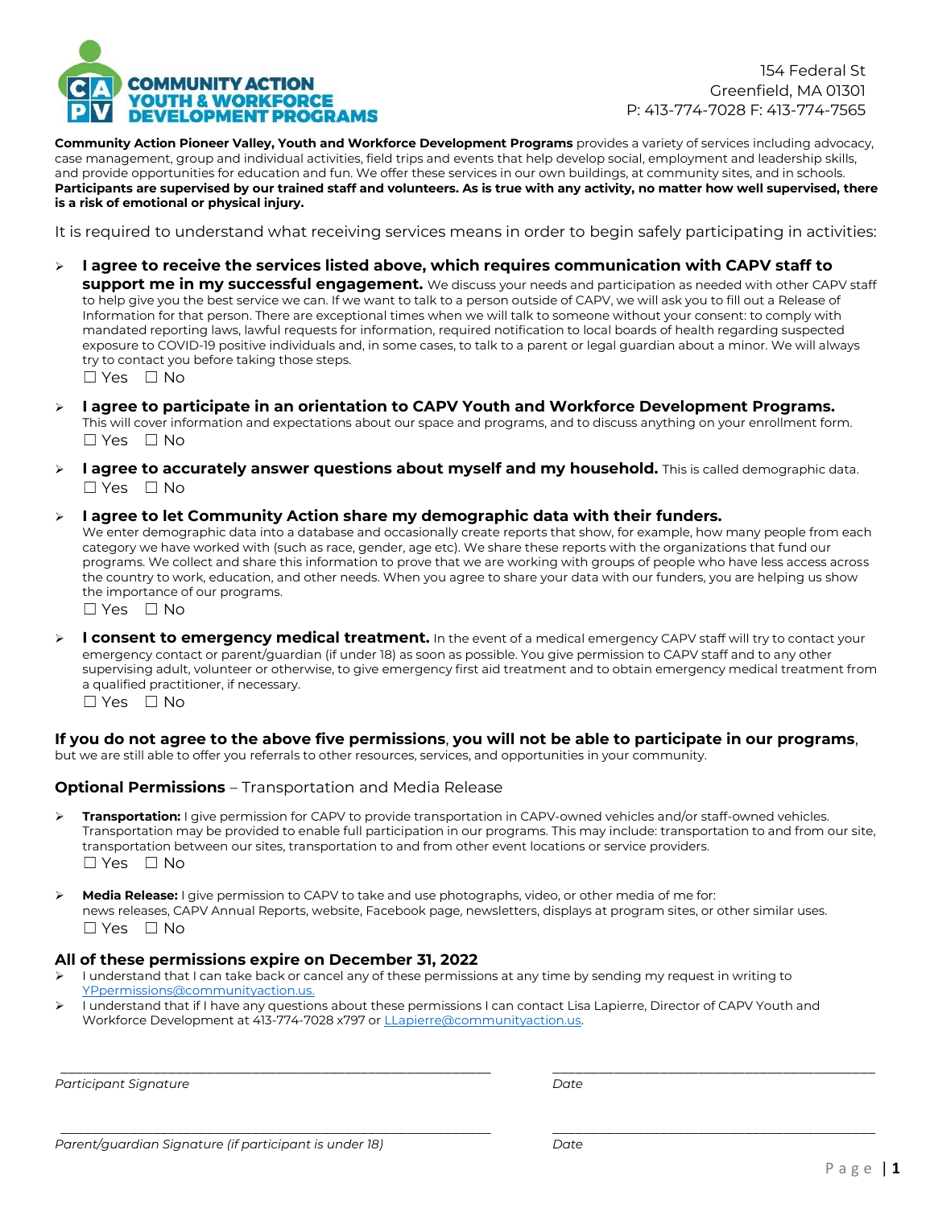**COMMUNITY ACTION YOUTH & WORKFORCE DEVELOPMENT PROGRAMS**

154 Federal St
Greenfield, MA 01301
P: 413-774-7028 F: 413-774-7565

**Community Action Pioneer Valley, Youth and Workforce Development Programs** provides a variety of services including advocacy, case management, group and individual activities, field trips and events that help develop social, employment and leadership skills, and provide opportunities for education and fun. We offer these services in our own buildings, at community sites, and in schools. **Participants are supervised by our trained staff and volunteers. As is true with any activity, no matter how well supervised, there is a risk of emotional or physical injury.**

It is required to understand what receiving services means in order to begin safely participating in activities:

- **I agree to receive the services listed above, which requires communication with CAPV staff to support me in my successful engagement.** We discuss your needs and participation as needed with other CAPV staff to help give you the best service we can. If we want to talk to a person outside of CAPV, we will ask you to fill out a Release of Information for that person. There are exceptional times when we will talk to someone without your consent: to comply with mandated reporting laws, lawful requests for information, required notification to local boards of health regarding suspected exposure to COVID-19 positive individuals and, in some cases, to talk to a parent or legal guardian about a minor. We will always try to contact you before taking those steps.
  ☐ Yes ☐ No

- **I agree to participate in an orientation to CAPV Youth and Workforce Development Programs.** This will cover information and expectations about our space and programs, and to discuss anything on your enrollment form.
  ☐ Yes ☐ No

- **I agree to accurately answer questions about myself and my household.** This is called demographic data.
  ☐ Yes ☐ No

- **I agree to let Community Action share my demographic data with their funders.**
  We enter demographic data into a database and occasionally create reports that show, for example, how many people from each category we have worked with (such as race, gender, age etc). We share these reports with the organizations that fund our programs. We collect and share this information to prove that we are working with groups of people who have less access across the country to work, education, and other needs. When you agree to share your data with our funders, you are helping us show the importance of our programs.
  ☐ Yes ☐ No

- **I consent to emergency medical treatment.** In the event of a medical emergency CAPV staff will try to contact your emergency contact or parent/guardian (if under 18) as soon as possible. You give permission to CAPV staff and to any other supervising adult, volunteer or otherwise, to give emergency first aid treatment and to obtain emergency medical treatment from a qualified practitioner, if necessary.
  ☐ Yes ☐ No

**If you do not agree to the above five permissions**, **you will not be able to participate in our programs**, but we are still able to offer you referrals to other resources, services, and opportunities in your community.

**Optional Permissions** – Transportation and Media Release

- **Transportation:** I give permission for CAPV to provide transportation in CAPV-owned vehicles and/or staff-owned vehicles. Transportation may be provided to enable full participation in our programs. This may include: transportation to and from our site, transportation between our sites, transportation to and from other event locations or service providers.
  ☐ Yes ☐ No

- **Media Release:** I give permission to CAPV to take and use photographs, video, or other media of me for: news releases, CAPV Annual Reports, website, Facebook page, newsletters, displays at program sites, or other similar uses.
  ☐ Yes ☐ No

**All of these permissions expire on December 31, 2022**

- I understand that I can take back or cancel any of these permissions at any time by sending my request in writing to YPpermissions@communityaction.us.
- I understand that if I have any questions about these permissions I can contact Lisa Lapierre, Director of CAPV Youth and Workforce Development at 413-774-7028 x797 or LLapierre@communityaction.us.

______________________________ ______________________________
*Participant Signature* *Date*

______________________________ ______________________________
*Parent/guardian Signature (if participant is under 18)* *Date*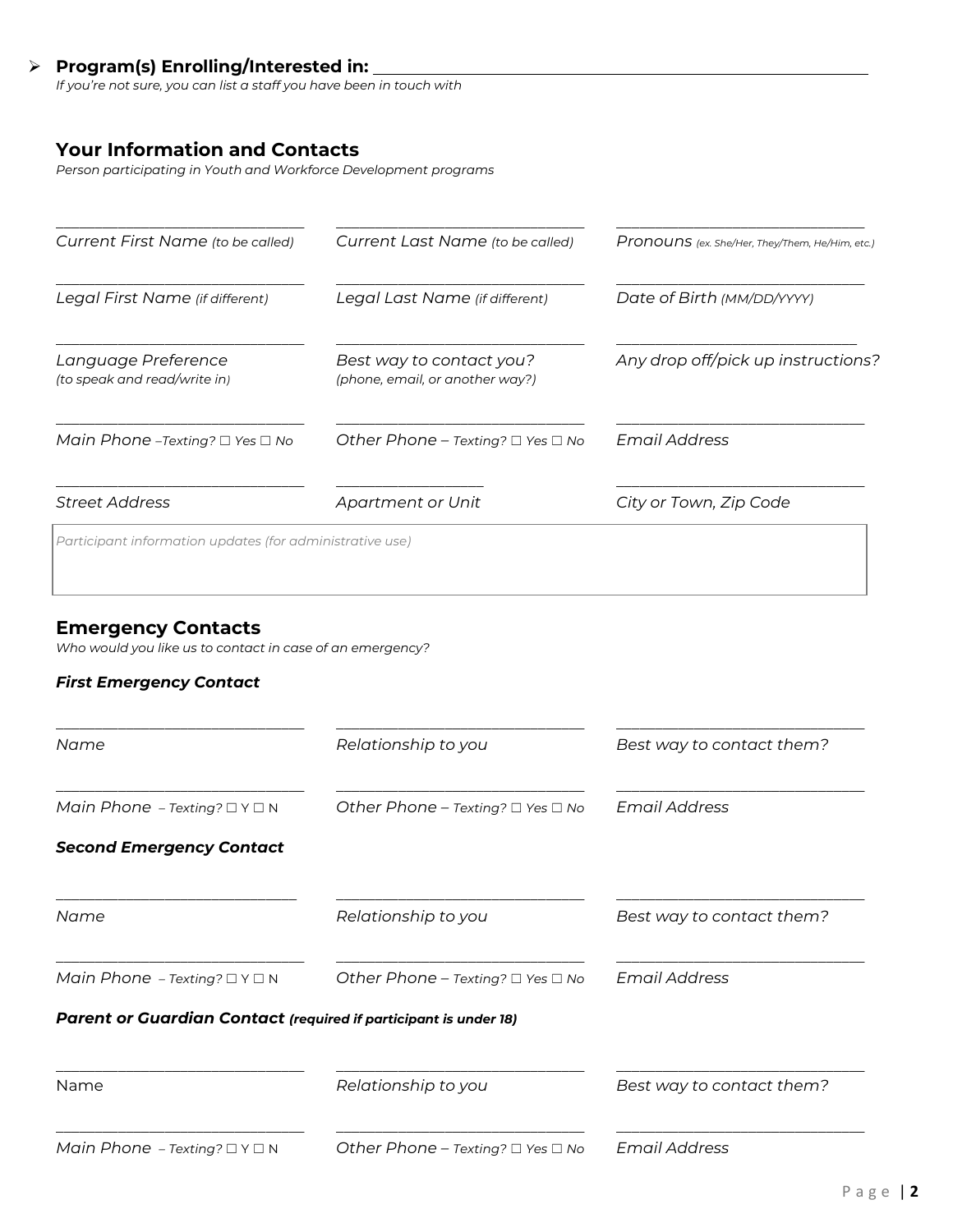- **Program(s) Enrolling/Interested in:** ______________________________
  *If you're not sure, you can list a staff you have been in touch with*

## Your Information and Contacts

*Person participating in Youth and Workforce Development programs*

| ______________________ | ______________________ | ______________________ |
|---|---|---|
| *Current First Name (to be called)* | *Current Last Name (to be called)* | *Pronouns (ex. She/Her, They/Them, He/Him, etc.)* |
| ______________________ | ______________________ | ______________________ |
| *Legal First Name (if different)* | *Legal Last Name (if different)* | *Date of Birth (MM/DD/YYYY)* |
| ______________________ | ______________________ | ______________________ |
| *Language Preference (to speak and read/write in)* | *Best way to contact you? (phone, email, or another way?)* | *Any drop off/pick up instructions?* |
| ______________________ | ______________________ | ______________________ |
| *Main Phone –Texting? ☐ Yes ☐ No* | *Other Phone – Texting? ☐ Yes ☐ No* | *Email Address* |
| ______________________ | ______________________ | ______________________ |
| *Street Address* | *Apartment or Unit* | *City or Town, Zip Code* |

*Participant information updates (for administrative use)*

## Emergency Contacts

*Who would you like us to contact in case of an emergency?*

### *First Emergency Contact*

| ______________________ | ______________________ | ______________________ |
|---|---|---|
| *Name* | *Relationship to you* | *Best way to contact them?* |
| ______________________ | ______________________ | ______________________ |
| *Main Phone – Texting? ☐ Y ☐ N* | *Other Phone – Texting? ☐ Yes ☐ No* | *Email Address* |

### *Second Emergency Contact*

| ______________________ | ______________________ | ______________________ |
|---|---|---|
| *Name* | *Relationship to you* | *Best way to contact them?* |
| ______________________ | ______________________ | ______________________ |
| *Main Phone – Texting? ☐ Y ☐ N* | *Other Phone – Texting? ☐ Yes ☐ No* | *Email Address* |

### *Parent or Guardian Contact (required if participant is under 18)*

| ______________________ | ______________________ | ______________________ |
|---|---|---|
| Name | *Relationship to you* | *Best way to contact them?* |
| ______________________ | ______________________ | ______________________ |
| *Main Phone – Texting? ☐ Y ☐ N* | *Other Phone – Texting? ☐ Yes ☐ No* | *Email Address* |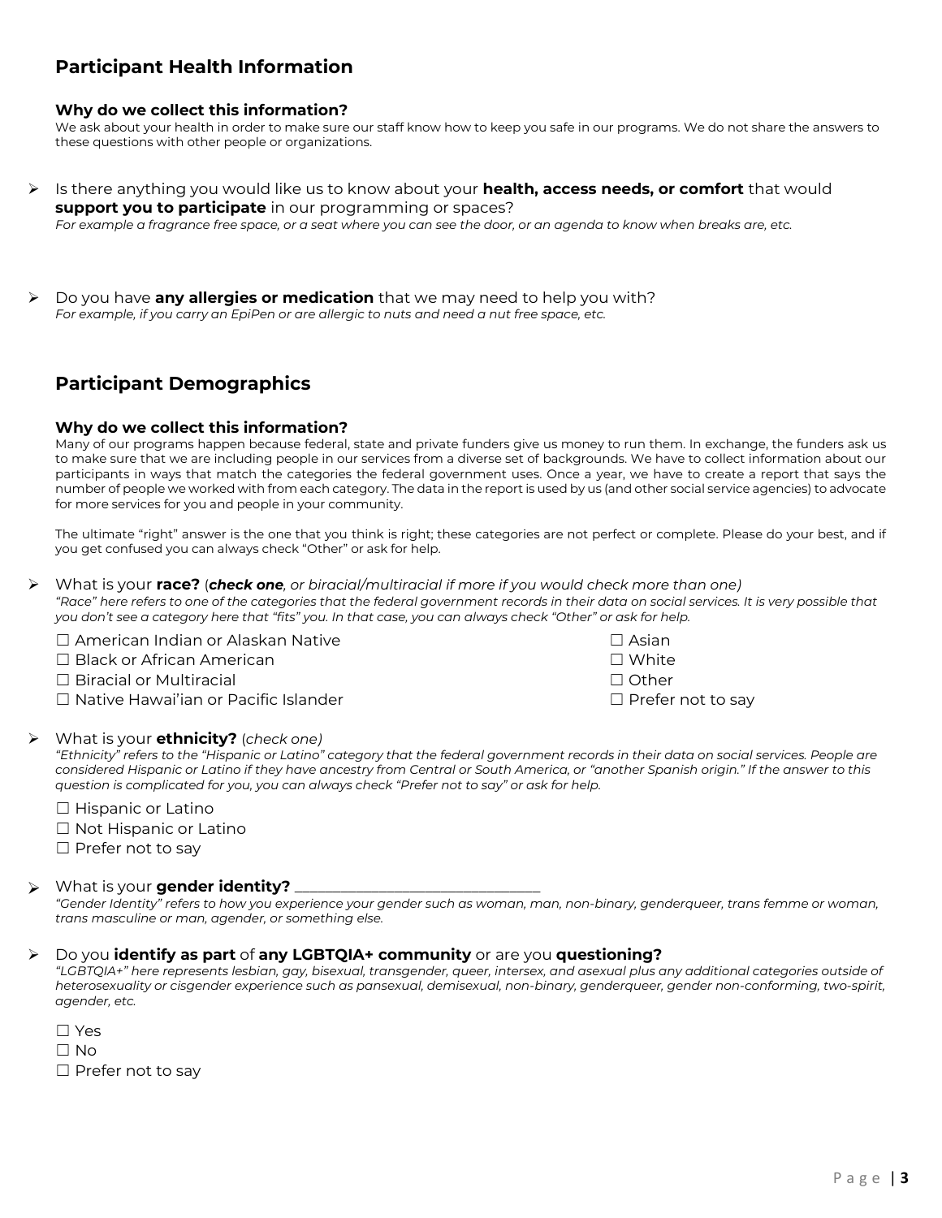## Participant Health Information

#### Why do we collect this information?

We ask about your health in order to make sure our staff know how to keep you safe in our programs. We do not share the answers to these questions with other people or organizations.

- Is there anything you would like us to know about your **health, access needs, or comfort** that would **support you to participate** in our programming or spaces?
  *For example a fragrance free space, or a seat where you can see the door, or an agenda to know when breaks are, etc.*

- Do you have **any allergies or medication** that we may need to help you with?
  *For example, if you carry an EpiPen or are allergic to nuts and need a nut free space, etc.*

## Participant Demographics

#### Why do we collect this information?

Many of our programs happen because federal, state and private funders give us money to run them. In exchange, the funders ask us to make sure that we are including people in our services from a diverse set of backgrounds. We have to collect information about our participants in ways that match the categories the federal government uses. Once a year, we have to create a report that says the number of people we worked with from each category. The data in the report is used by us (and other social service agencies) to advocate for more services for you and people in your community.

The ultimate "right" answer is the one that you think is right; these categories are not perfect or complete. Please do your best, and if you get confused you can always check "Other" or ask for help.

- What is your **race?** (***check one***, *or biracial/multiracial if more if you would check more than one)*
  *"Race" here refers to one of the categories that the federal government records in their data on social services. It is very possible that you don't see a category here that "fits" you. In that case, you can always check "Other" or ask for help.*

  ☐ American Indian or Alaskan Native
  ☐ Black or African American
  ☐ Biracial or Multiracial
  ☐ Native Hawai'ian or Pacific Islander
  ☐ Asian
  ☐ White
  ☐ Other
  ☐ Prefer not to say

- What is your **ethnicity?** (*check one)*
  *"Ethnicity" refers to the "Hispanic or Latino" category that the federal government records in their data on social services. People are considered Hispanic or Latino if they have ancestry from Central or South America, or "another Spanish origin." If the answer to this question is complicated for you, you can always check "Prefer not to say" or ask for help.*

  ☐ Hispanic or Latino
  ☐ Not Hispanic or Latino
  ☐ Prefer not to say

- What is your **gender identity?** _______________________________
  *"Gender Identity" refers to how you experience your gender such as woman, man, non-binary, genderqueer, trans femme or woman, trans masculine or man, agender, or something else.*

- Do you **identify as part** of **any LGBTQIA+ community** or are you **questioning?**
  *"LGBTQIA+" here represents lesbian, gay, bisexual, transgender, queer, intersex, and asexual plus any additional categories outside of heterosexuality or cisgender experience such as pansexual, demisexual, non-binary, genderqueer, gender non-conforming, two-spirit, agender, etc.*

  ☐ Yes
  ☐ No
  ☐ Prefer not to say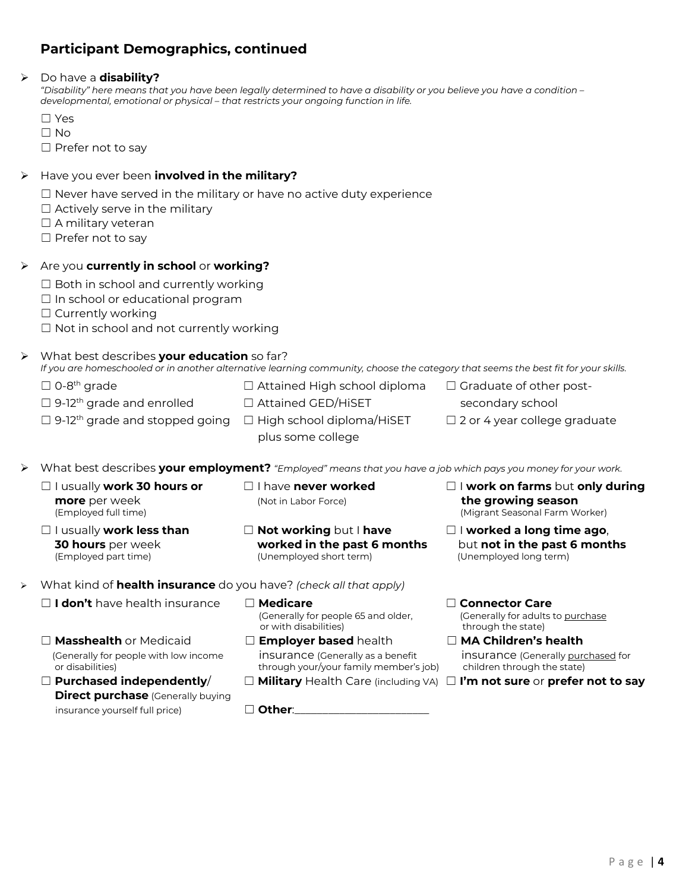## Participant Demographics, continued

- Do have a **disability?**
  *"Disability" here means that you have been legally determined to have a disability or you believe you have a condition – developmental, emotional or physical – that restricts your ongoing function in life.*
  - ☐ Yes
  - ☐ No
  - ☐ Prefer not to say

- Have you ever been **involved in the military?**
  - ☐ Never have served in the military or have no active duty experience
  - ☐ Actively serve in the military
  - ☐ A military veteran
  - ☐ Prefer not to say

- Are you **currently in school** or **working?**
  - ☐ Both in school and currently working
  - ☐ In school or educational program
  - ☐ Currently working
  - ☐ Not in school and not currently working

- What best describes **your education** so far?
  *If you are homeschooled or in another alternative learning community, choose the category that seems the best fit for your skills.*
  - ☐ 0-8th grade
  - ☐ 9-12th grade and enrolled
  - ☐ 9-12th grade and stopped going
  - ☐ Attained High school diploma
  - ☐ Attained GED/HiSET
  - ☐ High school diploma/HiSET plus some college
  - ☐ Graduate of other post-secondary school
  - ☐ 2 or 4 year college graduate

- What best describes **your employment?** *"Employed" means that you have a job which pays you money for your work.*
  - ☐ I usually **work 30 hours or more** per week (Employed full time)
  - ☐ I usually **work less than 30 hours** per week (Employed part time)
  - ☐ I have **never worked** (Not in Labor Force)
  - ☐ **Not working** but I **have worked in the past 6 months** (Unemployed short term)
  - ☐ I **work on farms** but **only during the growing season** (Migrant Seasonal Farm Worker)
  - ☐ I **worked a long time ago**, but **not in the past 6 months** (Unemployed long term)

- What kind of **health insurance** do you have? *(check all that apply)*
  - ☐ **I don't** have health insurance
  - ☐ **Masshealth** or Medicaid (Generally for people with low income or disabilities)
  - ☐ **Purchased independently**/ **Direct purchase** (Generally buying insurance yourself full price)
  - ☐ **Medicare** (Generally for people 65 and older, or with disabilities)
  - ☐ **Employer based** health insurance (Generally as a benefit through your/your family member's job)
  - ☐ **Military** Health Care (including VA)
  - ☐ **Other**:_______________________
  - ☐ **Connector Care** (Generally for adults to purchase through the state)
  - ☐ **MA Children's health** insurance (Generally purchased for children through the state)
  - ☐ **I'm not sure** or **prefer not to say**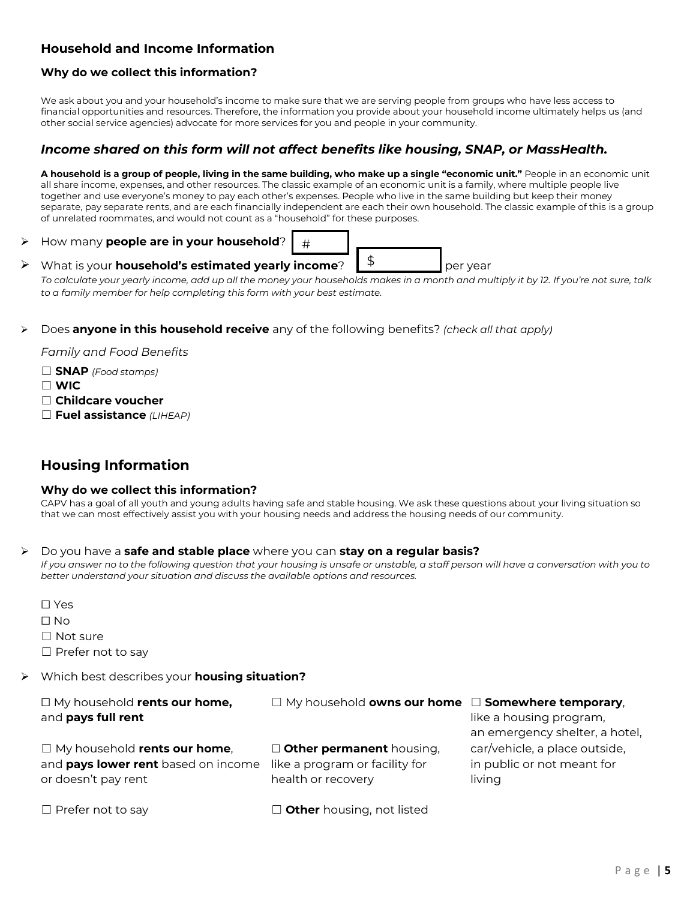## Household and Income Information

### Why do we collect this information?

We ask about you and your household's income to make sure that we are serving people from groups who have less access to financial opportunities and resources. Therefore, the information you provide about your household income ultimately helps us (and other social service agencies) advocate for more services for you and people in your community.

### *Income shared on this form will not affect benefits like housing, SNAP, or MassHealth.*

**A household is a group of people, living in the same building, who make up a single "economic unit."** People in an economic unit all share income, expenses, and other resources. The classic example of an economic unit is a family, where multiple people live together and use everyone's money to pay each other's expenses. People who live in the same building but keep their money separate, pay separate rents, and are each financially independent are each their own household. The classic example of this is a group of unrelated roommates, and would not count as a "household" for these purposes.

- How many **people are in your household**? #
- What is your **household's estimated yearly income**? $ per year
  *To calculate your yearly income, add up all the money your households makes in a month and multiply it by 12. If you're not sure, talk to a family member for help completing this form with your best estimate.*

- Does **anyone in this household receive** any of the following benefits? *(check all that apply)*

  *Family and Food Benefits*

  ☐ **SNAP** *(Food stamps)*
  ☐ **WIC**
  ☐ **Childcare voucher**
  ☐ **Fuel assistance** *(LIHEAP)*

## Housing Information

### Why do we collect this information?

CAPV has a goal of all youth and young adults having safe and stable housing. We ask these questions about your living situation so that we can most effectively assist you with your housing needs and address the housing needs of our community.

- Do you have a **safe and stable place** where you can **stay on a regular basis?**
  *If you answer no to the following question that your housing is unsafe or unstable, a staff person will have a conversation with you to better understand your situation and discuss the available options and resources.*

  ☐ Yes
  ☐ No
  ☐ Not sure
  ☐ Prefer not to say

- Which best describes your **housing situation?**

  ☐ My household **rents our home,** and **pays full rent**
  ☐ My household **rents our home**, and **pays lower rent** based on income or doesn't pay rent
  ☐ Prefer not to say
  ☐ My household **owns our home**
  ☐ **Other permanent** housing, like a program or facility for health or recovery
  ☐ **Other** housing, not listed
  ☐ **Somewhere temporary**, like a housing program, an emergency shelter, a hotel, car/vehicle, a place outside, in public or not meant for living